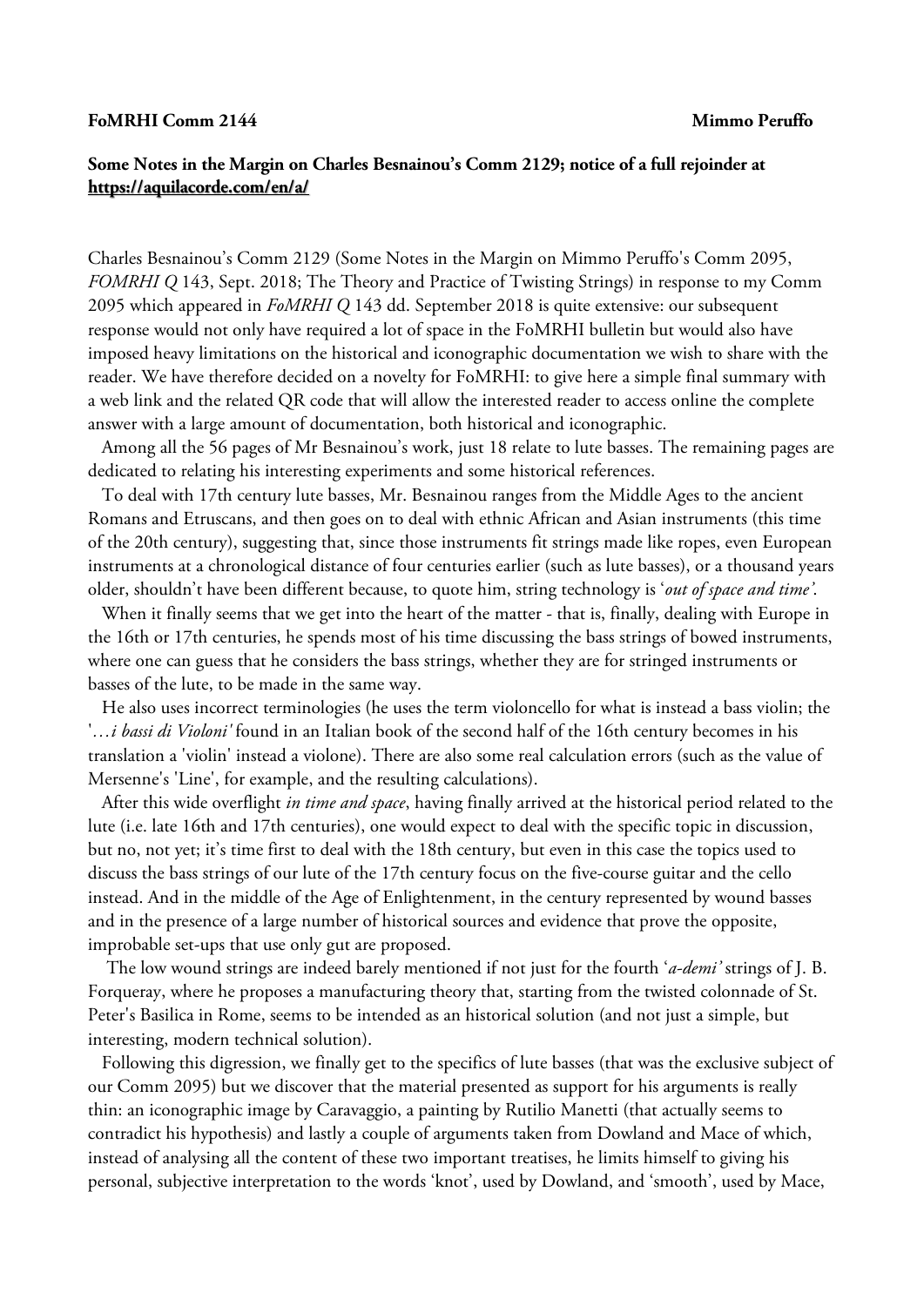**FoMRHI Comm 2144** **Mimmo Peruffo**

**Some Notes in the Margin on Charles Besnainou's Comm 2129; notice of a full rejoinder at https://aquilacorde.com/en/a/**

Charles Besnainou's Comm 2129 (Some Notes in the Margin on Mimmo Peruffo's Comm 2095, *FOMRHI Q* 143, Sept. 2018; The Theory and Practice of Twisting Strings) in response to my Comm 2095 which appeared in *FoMRHI Q* 143 dd. September 2018 is quite extensive: our subsequent response would not only have required a lot of space in the FoMRHI bulletin but would also have imposed heavy limitations on the historical and iconographic documentation we wish to share with the reader. We have therefore decided on a novelty for FoMRHI: to give here a simple final summary with a web link and the related QR code that will allow the interested reader to access online the complete answer with a large amount of documentation, both historical and iconographic.

Among all the 56 pages of Mr Besnainou's work, just 18 relate to lute basses. The remaining pages are dedicated to relating his interesting experiments and some historical references.

To deal with 17th century lute basses, Mr. Besnainou ranges from the Middle Ages to the ancient Romans and Etruscans, and then goes on to deal with ethnic African and Asian instruments (this time of the 20th century), suggesting that, since those instruments fit strings made like ropes, even European instruments at a chronological distance of four centuries earlier (such as lute basses), or a thousand years older, shouldn't have been different because, to quote him, string technology is '*out of space and time'*.

When it finally seems that we get into the heart of the matter - that is, finally, dealing with Europe in the 16th or 17th centuries, he spends most of his time discussing the bass strings of bowed instruments, where one can guess that he considers the bass strings, whether they are for stringed instruments or basses of the lute, to be made in the same way.

He also uses incorrect terminologies (he uses the term violoncello for what is instead a bass violin; the '*…i bassi di Violoni'* found in an Italian book of the second half of the 16th century becomes in his translation a 'violin' instead a violone). There are also some real calculation errors (such as the value of Mersenne's 'Line', for example, and the resulting calculations).

After this wide overflight *in time and space*, having finally arrived at the historical period related to the lute (i.e. late 16th and 17th centuries), one would expect to deal with the specific topic in discussion, but no, not yet; it's time first to deal with the 18th century, but even in this case the topics used to discuss the bass strings of our lute of the 17th century focus on the five-course guitar and the cello instead. And in the middle of the Age of Enlightenment, in the century represented by wound basses and in the presence of a large number of historical sources and evidence that prove the opposite, improbable set-ups that use only gut are proposed.

The low wound strings are indeed barely mentioned if not just for the fourth '*a-demi'* strings of J. B. Forqueray, where he proposes a manufacturing theory that, starting from the twisted colonnade of St. Peter's Basilica in Rome, seems to be intended as an historical solution (and not just a simple, but interesting, modern technical solution).

Following this digression, we finally get to the specifics of lute basses (that was the exclusive subject of our Comm 2095) but we discover that the material presented as support for his arguments is really thin: an iconographic image by Caravaggio, a painting by Rutilio Manetti (that actually seems to contradict his hypothesis) and lastly a couple of arguments taken from Dowland and Mace of which, instead of analysing all the content of these two important treatises, he limits himself to giving his personal, subjective interpretation to the words 'knot', used by Dowland, and 'smooth', used by Mace,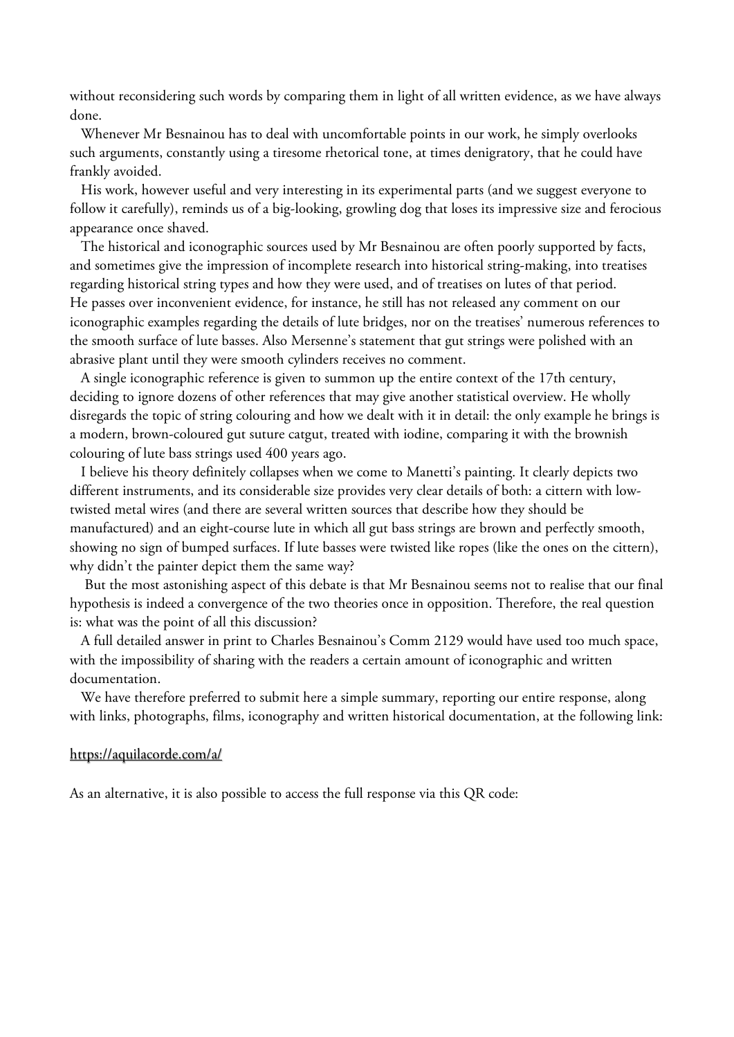without reconsidering such words by comparing them in light of all written evidence, as we have always done.

Whenever Mr Besnainou has to deal with uncomfortable points in our work, he simply overlooks such arguments, constantly using a tiresome rhetorical tone, at times denigratory, that he could have frankly avoided.

His work, however useful and very interesting in its experimental parts (and we suggest everyone to follow it carefully), reminds us of a big-looking, growling dog that loses its impressive size and ferocious appearance once shaved.

The historical and iconographic sources used by Mr Besnainou are often poorly supported by facts, and sometimes give the impression of incomplete research into historical string-making, into treatises regarding historical string types and how they were used, and of treatises on lutes of that period. He passes over inconvenient evidence, for instance, he still has not released any comment on our iconographic examples regarding the details of lute bridges, nor on the treatises' numerous references to the smooth surface of lute basses. Also Mersenne's statement that gut strings were polished with an abrasive plant until they were smooth cylinders receives no comment.

A single iconographic reference is given to summon up the entire context of the 17th century, deciding to ignore dozens of other references that may give another statistical overview. He wholly disregards the topic of string colouring and how we dealt with it in detail: the only example he brings is a modern, brown-coloured gut suture catgut, treated with iodine, comparing it with the brownish colouring of lute bass strings used 400 years ago.

I believe his theory definitely collapses when we come to Manetti's painting. It clearly depicts two different instruments, and its considerable size provides very clear details of both: a cittern with low-twisted metal wires (and there are several written sources that describe how they should be manufactured) and an eight-course lute in which all gut bass strings are brown and perfectly smooth, showing no sign of bumped surfaces. If lute basses were twisted like ropes (like the ones on the cittern), why didn't the painter depict them the same way?

But the most astonishing aspect of this debate is that Mr Besnainou seems not to realise that our final hypothesis is indeed a convergence of the two theories once in opposition. Therefore, the real question is: what was the point of all this discussion?

A full detailed answer in print to Charles Besnainou's Comm 2129 would have used too much space, with the impossibility of sharing with the readers a certain amount of iconographic and written documentation.

We have therefore preferred to submit here a simple summary, reporting our entire response, along with links, photographs, films, iconography and written historical documentation, at the following link:

https://aquilacorde.com/a/

As an alternative, it is also possible to access the full response via this QR code: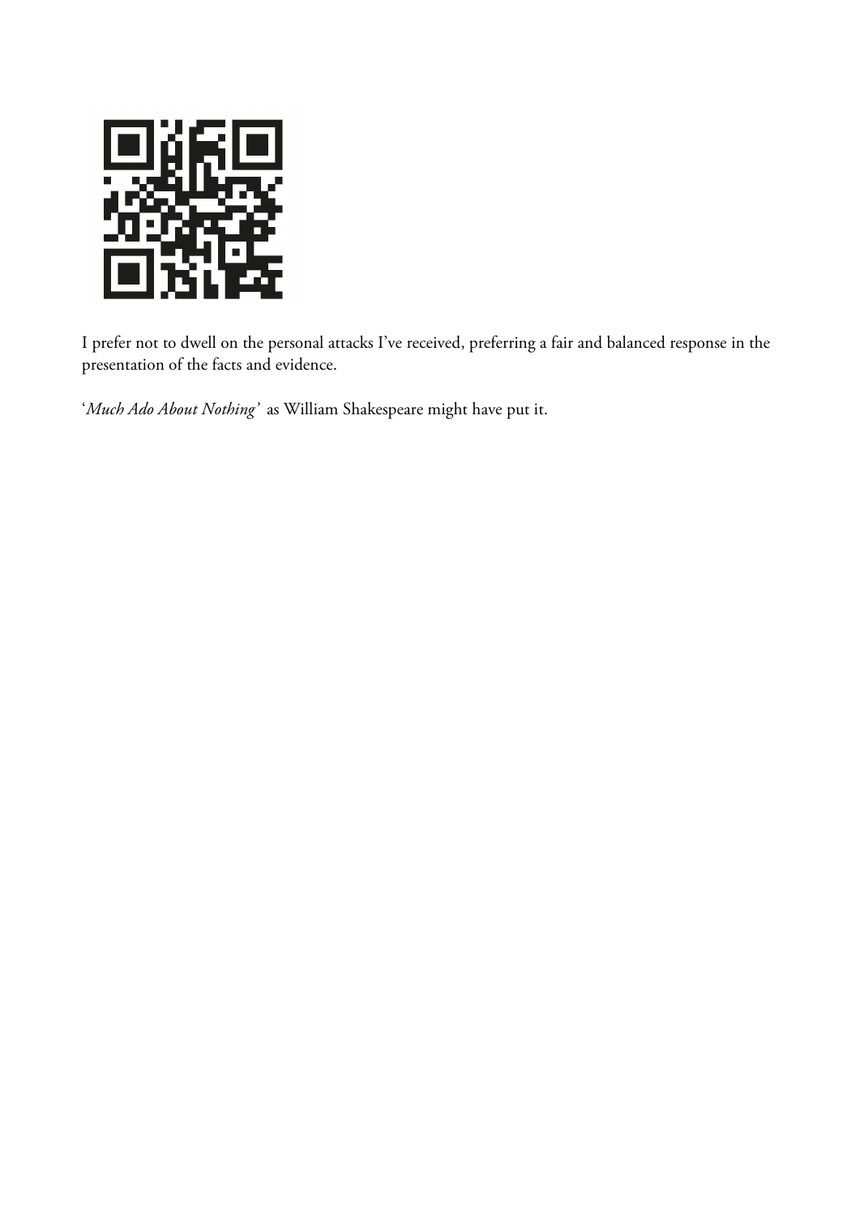I prefer not to dwell on the personal attacks I've received, preferring a fair and balanced response in the presentation of the facts and evidence.

'*Much Ado About Nothing'* as William Shakespeare might have put it.